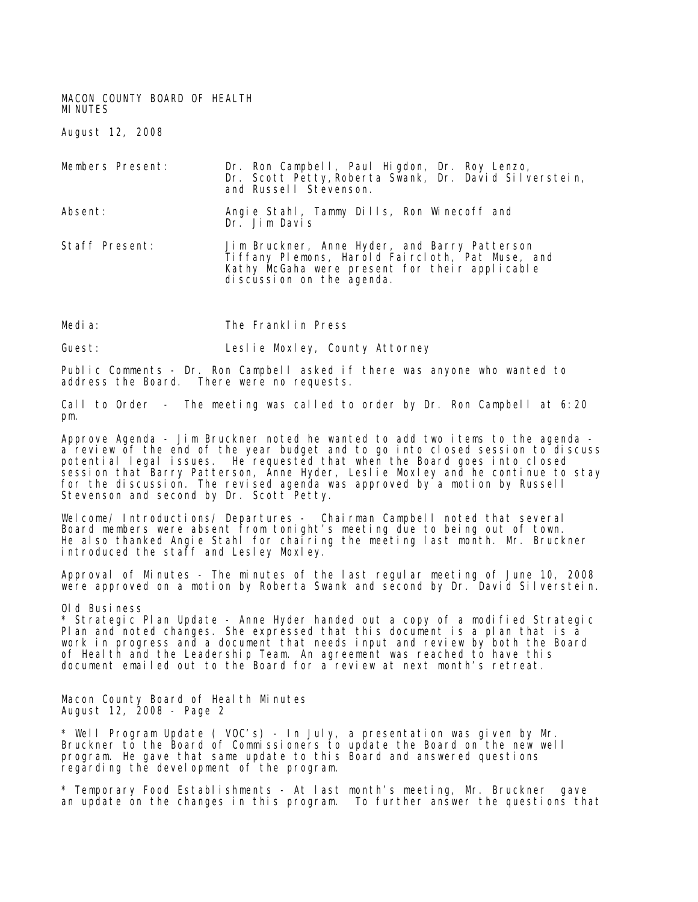MACON COUNTY BOARD OF HEALTH
MINUTES

August 12, 2008

| | |
|---|---|
| Members Present: | Dr. Ron Campbell, Paul Higdon, Dr. Roy Lenzo, Dr. Scott Petty, Roberta Swank, Dr. David Silverstein, and Russell Stevenson. |
| Absent: | Angie Stahl, Tammy Dills, Ron Winecoff and Dr. Jim Davis |
| Staff Present: | Jim Bruckner, Anne Hyder, and Barry Patterson Tiffany Plemons, Harold Faircloth, Pat Muse, and Kathy McGaha were present for their applicable discussion on the agenda. |
| Media: | The Franklin Press |
| Guest: | Leslie Moxley, County Attorney |

Public Comments - Dr. Ron Campbell asked if there was anyone who wanted to address the Board. There were no requests.

Call to Order - The meeting was called to order by Dr. Ron Campbell at 6:20 pm.

Approve Agenda - Jim Bruckner noted he wanted to add two items to the agenda - a review of the end of the year budget and to go into closed session to discuss potential legal issues. He requested that when the Board goes into closed session that Barry Patterson, Anne Hyder, Leslie Moxley and he continue to stay for the discussion. The revised agenda was approved by a motion by Russell Stevenson and second by Dr. Scott Petty.

Welcome/ Introductions/ Departures - Chairman Campbell noted that several Board members were absent from tonight's meeting due to being out of town. He also thanked Angie Stahl for chairing the meeting last month. Mr. Bruckner introduced the staff and Lesley Moxley.

Approval of Minutes - The minutes of the last regular meeting of June 10, 2008 were approved on a motion by Roberta Swank and second by Dr. David Silverstein.

Old Business

* Strategic Plan Update - Anne Hyder handed out a copy of a modified Strategic Plan and noted changes. She expressed that this document is a plan that is a work in progress and a document that needs input and review by both the Board of Health and the Leadership Team. An agreement was reached to have this document emailed out to the Board for a review at next month's retreat.

* Well Program Update ( VOC's) - In July, a presentation was given by Mr. Bruckner to the Board of Commissioners to update the Board on the new well program. He gave that same update to this Board and answered questions regarding the development of the program.

* Temporary Food Establishments - At last month's meeting, Mr. Bruckner gave an update on the changes in this program. To further answer the questions that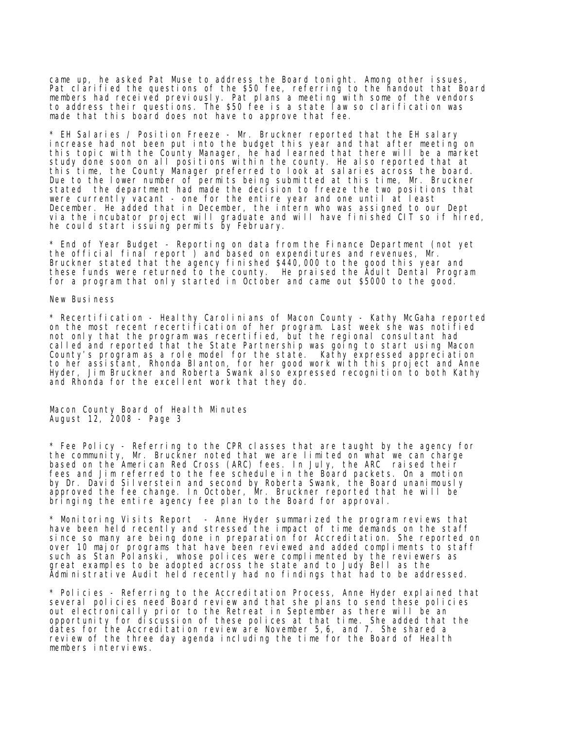came up, he asked Pat Muse to address the Board tonight. Among other issues, Pat clarified the questions of the $50 fee, referring to the handout that Board members had received previously. Pat plans a meeting with some of the vendors to address their questions. The $50 fee is a state law so clarification was made that this board does not have to approve that fee.

* EH Salaries / Position Freeze - Mr. Bruckner reported that the EH salary increase had not been put into the budget this year and that after meeting on this topic with the County Manager, he had learned that there will be a market study done soon on all positions within the county. He also reported that at this time, the County Manager preferred to look at salaries across the board. Due to the lower number of permits being submitted at this time, Mr. Bruckner stated the department had made the decision to freeze the two positions that were currently vacant - one for the entire year and one until at least December. He added that in December, the intern who was assigned to our Dept via the incubator project will graduate and will have finished CIT so if hired, he could start issuing permits by February.

* End of Year Budget - Reporting on data from the Finance Department (not yet the official final report ) and based on expenditures and revenues, Mr. Bruckner stated that the agency finished $440,000 to the good this year and these funds were returned to the county. He praised the Adult Dental Program for a program that only started in October and came out $5000 to the good.

New Business

* Recertification - Healthy Carolinians of Macon County - Kathy McGaha reported on the most recent recertification of her program. Last week she was notified not only that the program was recertified, but the regional consultant had called and reported that the State Partnership was going to start using Macon County's program as a role model for the state. Kathy expressed appreciation to her assistant, Rhonda Blanton, for her good work with this project and Anne Hyder, Jim Bruckner and Roberta Swank also expressed recognition to both Kathy and Rhonda for the excellent work that they do.

Macon County Board of Health Minutes
August 12, 2008 - Page 3

* Fee Policy - Referring to the CPR classes that are taught by the agency for the community, Mr. Bruckner noted that we are limited on what we can charge based on the American Red Cross (ARC) fees. In July, the ARC raised their fees and Jim referred to the fee schedule in the Board packets. On a motion by Dr. David Silverstein and second by Roberta Swank, the Board unanimously approved the fee change. In October, Mr. Bruckner reported that he will be bringing the entire agency fee plan to the Board for approval.

* Monitoring Visits Report - Anne Hyder summarized the program reviews that have been held recently and stressed the impact of time demands on the staff since so many are being done in preparation for Accreditation. She reported on over 10 major programs that have been reviewed and added compliments to staff such as Stan Polanski, whose polices were complimented by the reviewers as great examples to be adopted across the state and to Judy Bell as the Administrative Audit held recently had no findings that had to be addressed.

* Policies - Referring to the Accreditation Process, Anne Hyder explained that several policies need Board review and that she plans to send these policies out electronically prior to the Retreat in September as there will be an opportunity for discussion of these polices at that time. She added that the dates for the Accreditation review are November 5,6, and 7. She shared a review of the three day agenda including the time for the Board of Health members interviews.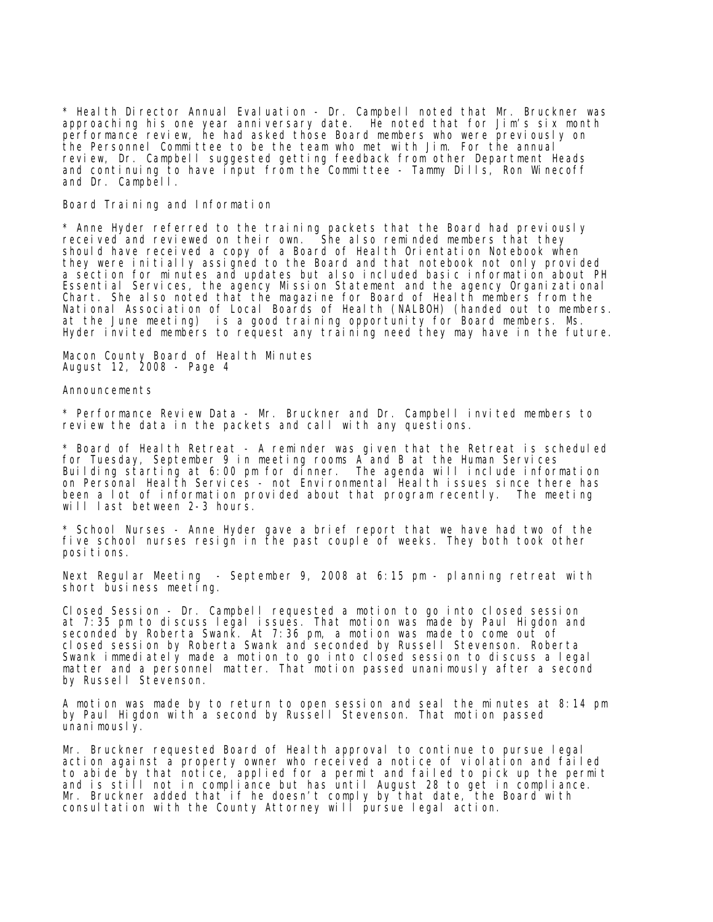* Health Director Annual Evaluation - Dr. Campbell noted that Mr. Bruckner was approaching his one year anniversary date. He noted that for Jim's six month performance review, he had asked those Board members who were previously on the Personnel Committee to be the team who met with Jim. For the annual review, Dr. Campbell suggested getting feedback from other Department Heads and continuing to have input from the Committee - Tammy Dills, Ron Winecoff and Dr. Campbell.

Board Training and Information

* Anne Hyder referred to the training packets that the Board had previously received and reviewed on their own. She also reminded members that they should have received a copy of a Board of Health Orientation Notebook when they were initially assigned to the Board and that notebook not only provided a section for minutes and updates but also included basic information about PH Essential Services, the agency Mission Statement and the agency Organizational Chart. She also noted that the magazine for Board of Health members from the National Association of Local Boards of Health (NALBOH) (handed out to members. at the June meeting) is a good training opportunity for Board members. Ms. Hyder invited members to request any training need they may have in the future.

Macon County Board of Health Minutes
August 12, 2008 - Page 4

Announcements

* Performance Review Data - Mr. Bruckner and Dr. Campbell invited members to review the data in the packets and call with any questions.

* Board of Health Retreat - A reminder was given that the Retreat is scheduled for Tuesday, September 9 in meeting rooms A and B at the Human Services Building starting at 6:00 pm for dinner. The agenda will include information on Personal Health Services - not Environmental Health issues since there has been a lot of information provided about that program recently. The meeting will last between 2-3 hours.

* School Nurses - Anne Hyder gave a brief report that we have had two of the five school nurses resign in the past couple of weeks. They both took other positions.

Next Regular Meeting - September 9, 2008 at 6:15 pm - planning retreat with short business meeting.

Closed Session - Dr. Campbell requested a motion to go into closed session at 7:35 pm to discuss legal issues. That motion was made by Paul Higdon and seconded by Roberta Swank. At 7:36 pm, a motion was made to come out of closed session by Roberta Swank and seconded by Russell Stevenson. Roberta Swank immediately made a motion to go into closed session to discuss a legal matter and a personnel matter. That motion passed unanimously after a second by Russell Stevenson.

A motion was made by to return to open session and seal the minutes at 8:14 pm by Paul Higdon with a second by Russell Stevenson. That motion passed unanimously.

Mr. Bruckner requested Board of Health approval to continue to pursue legal action against a property owner who received a notice of violation and failed to abide by that notice, applied for a permit and failed to pick up the permit and is still not in compliance but has until August 28 to get in compliance. Mr. Bruckner added that if he doesn't comply by that date, the Board with consultation with the County Attorney will pursue legal action.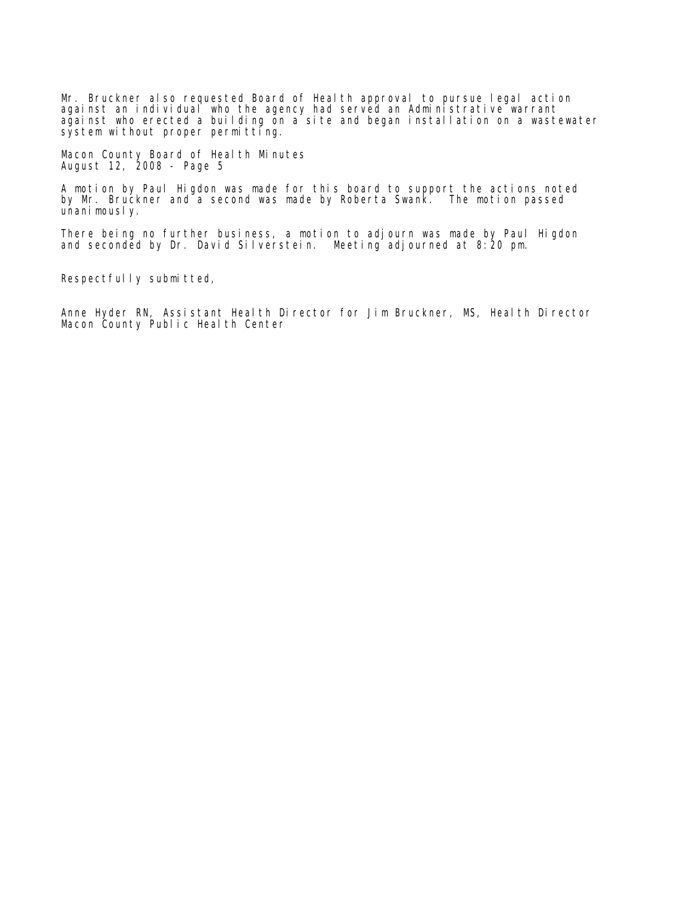Mr. Bruckner also requested Board of Health approval to pursue legal action against an individual who the agency had served an Administrative warrant against who erected a building on a site and began installation on a wastewater system without proper permitting.

A motion by Paul Higdon was made for this board to support the actions noted by Mr. Bruckner and a second was made by Roberta Swank. The motion passed unanimously.

There being no further business, a motion to adjourn was made by Paul Higdon and seconded by Dr. David Silverstein. Meeting adjourned at 8:20 pm.

Respectfully submitted,

Anne Hyder RN, Assistant Health Director for Jim Bruckner, MS, Health Director
Macon County Public Health Center